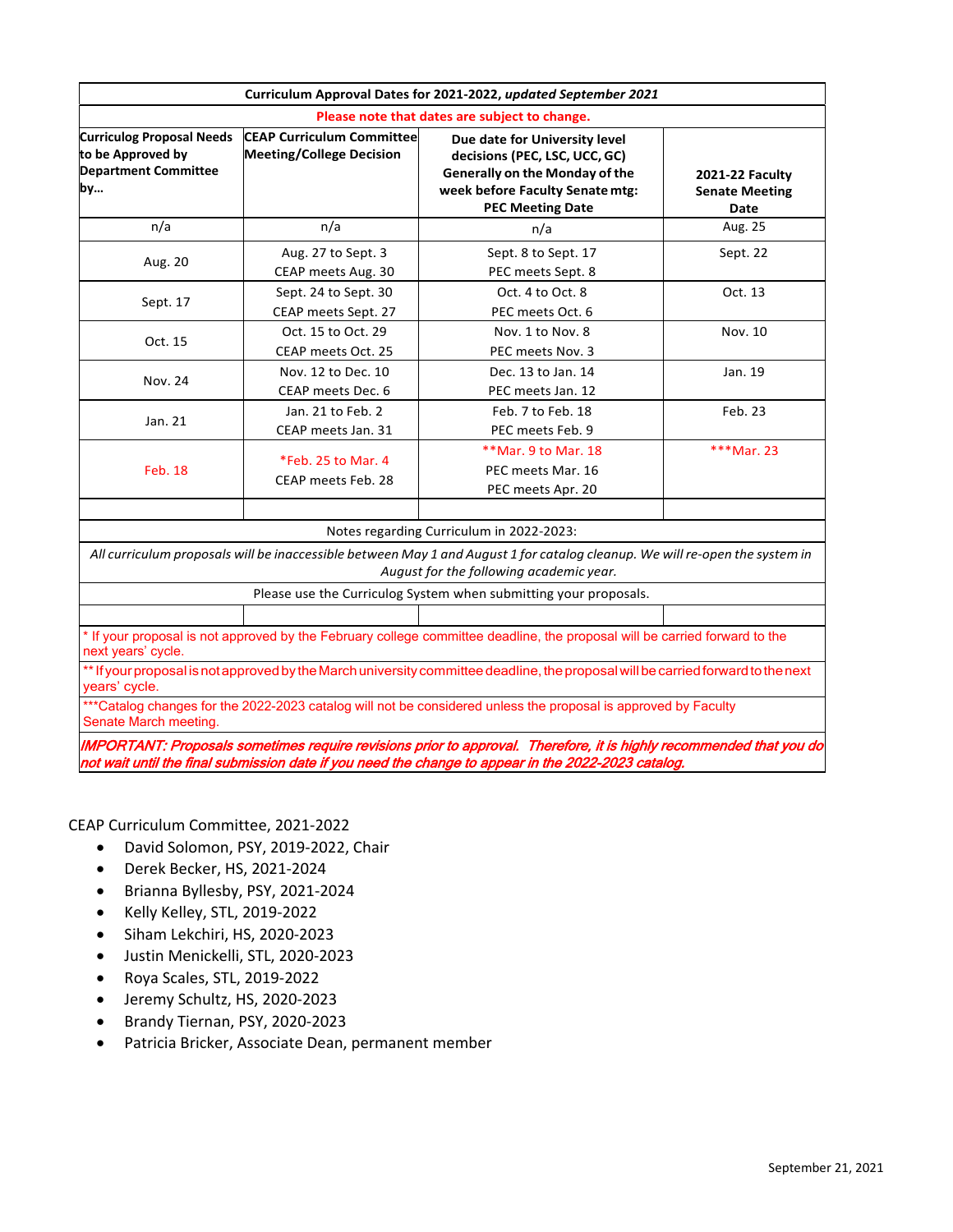| Curriculum Approval Dates for 2021-2022, *updated September 2021* | | | |
|---|---|---|---|
| Please note that dates are subject to change. | | | |
| **Curriculog Proposal Needs to be Approved by Department Committee by…** | **CEAP Curriculum Committee Meeting/College Decision** | **Due date for University level decisions (PEC, LSC, UCC, GC) Generally on the Monday of the week before Faculty Senate mtg: PEC Meeting Date** | **2021-22 Faculty Senate Meeting Date** |
| n/a | n/a | n/a | Aug. 25 |
| Aug. 20 | Aug. 27 to Sept. 3<br>CEAP meets Aug. 30 | Sept. 8 to Sept. 17<br>PEC meets Sept. 8 | Sept. 22 |
| Sept. 17 | Sept. 24 to Sept. 30<br>CEAP meets Sept. 27 | Oct. 4 to Oct. 8<br>PEC meets Oct. 6 | Oct. 13 |
| Oct. 15 | Oct. 15 to Oct. 29<br>CEAP meets Oct. 25 | Nov. 1 to Nov. 8<br>PEC meets Nov. 3 | Nov. 10 |
| Nov. 24 | Nov. 12 to Dec. 10<br>CEAP meets Dec. 6 | Dec. 13 to Jan. 14<br>PEC meets Jan. 12 | Jan. 19 |
| Jan. 21 | Jan. 21 to Feb. 2<br>CEAP meets Jan. 31 | Feb. 7 to Feb. 18<br>PEC meets Feb. 9 | Feb. 23 |
| Feb. 18 | *Feb. 25 to Mar. 4<br>CEAP meets Feb. 28 | **Mar. 9 to Mar. 18<br>PEC meets Mar. 16<br>PEC meets Apr. 20 | ***Mar. 23 |
| | | | |
| Notes regarding Curriculum in 2022-2023: | | | |
| *All curriculum proposals will be inaccessible between May 1 and August 1 for catalog cleanup. We will re-open the system in August for the following academic year.* | | | |
| Please use the Curriculog System when submitting your proposals. | | | |
| | | | |
| * If your proposal is not approved by the February college committee deadline, the proposal will be carried forward to the next years' cycle. | | | |
| ** If your proposal is not approved by the March university committee deadline, the proposal will be carried forward to the next years' cycle. | | | |
| ***Catalog changes for the 2022-2023 catalog will not be considered unless the proposal is approved by Faculty Senate March meeting. | | | |
| ***IMPORTANT: Proposals sometimes require revisions prior to approval. Therefore, it is highly recommended that you do not wait until the final submission date if you need the change to appear in the 2022-2023 catalog.*** | | | |

CEAP Curriculum Committee, 2021-2022

- David Solomon, PSY, 2019-2022, Chair
- Derek Becker, HS, 2021-2024
- Brianna Byllesby, PSY, 2021-2024
- Kelly Kelley, STL, 2019-2022
- Siham Lekchiri, HS, 2020-2023
- Justin Menickelli, STL, 2020-2023
- Roya Scales, STL, 2019-2022
- Jeremy Schultz, HS, 2020-2023
- Brandy Tiernan, PSY, 2020-2023
- Patricia Bricker, Associate Dean, permanent member

September 21, 2021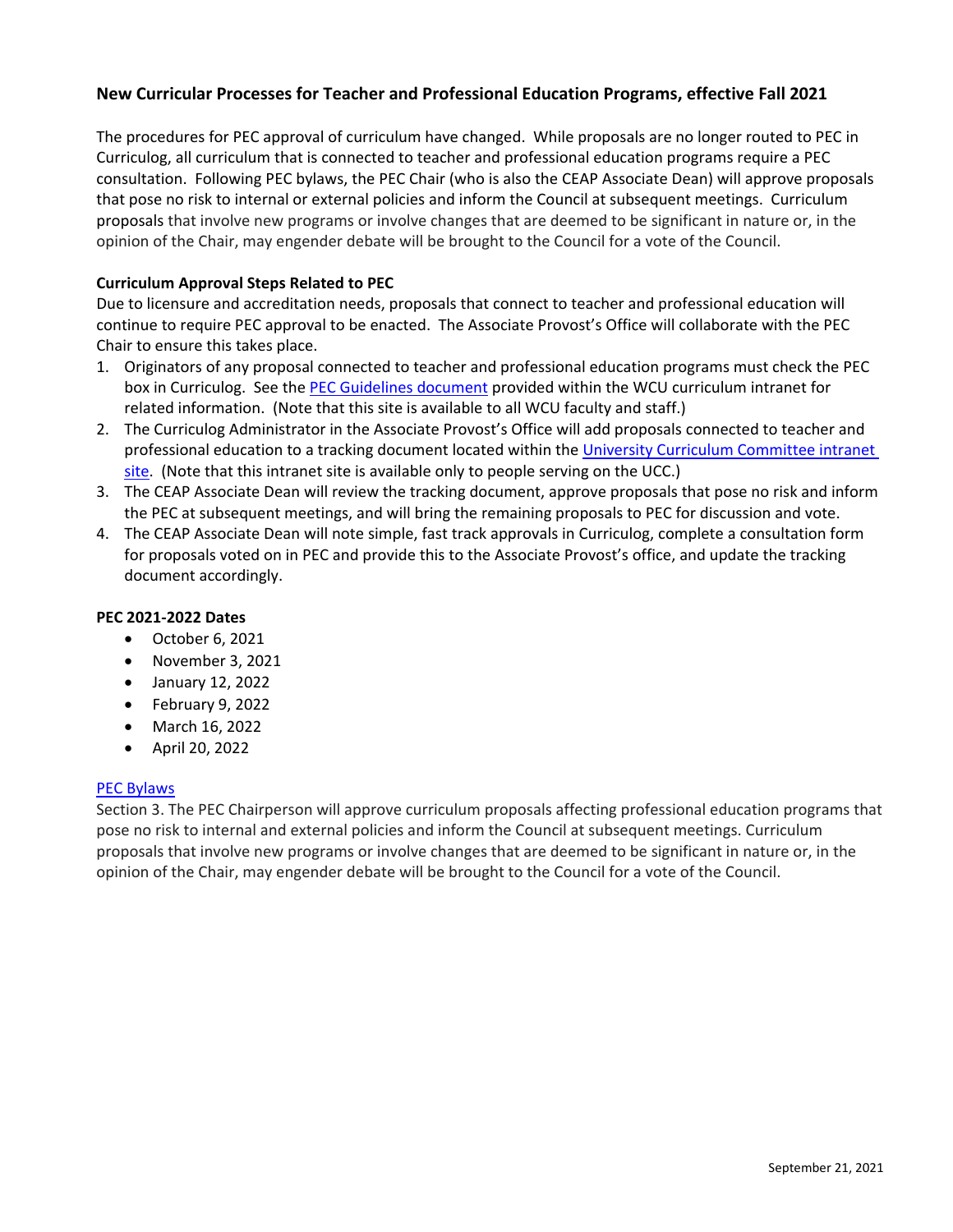## New Curricular Processes for Teacher and Professional Education Programs, effective Fall 2021

The procedures for PEC approval of curriculum have changed. While proposals are no longer routed to PEC in Curriculog, all curriculum that is connected to teacher and professional education programs require a PEC consultation. Following PEC bylaws, the PEC Chair (who is also the CEAP Associate Dean) will approve proposals that pose no risk to internal or external policies and inform the Council at subsequent meetings. Curriculum proposals that involve new programs or involve changes that are deemed to be significant in nature or, in the opinion of the Chair, may engender debate will be brought to the Council for a vote of the Council.

### Curriculum Approval Steps Related to PEC

Due to licensure and accreditation needs, proposals that connect to teacher and professional education will continue to require PEC approval to be enacted. The Associate Provost's Office will collaborate with the PEC Chair to ensure this takes place.

1. Originators of any proposal connected to teacher and professional education programs must check the PEC box in Curriculog. See the PEC Guidelines document provided within the WCU curriculum intranet for related information. (Note that this site is available to all WCU faculty and staff.)
2. The Curriculog Administrator in the Associate Provost's Office will add proposals connected to teacher and professional education to a tracking document located within the University Curriculum Committee intranet site. (Note that this intranet site is available only to people serving on the UCC.)
3. The CEAP Associate Dean will review the tracking document, approve proposals that pose no risk and inform the PEC at subsequent meetings, and will bring the remaining proposals to PEC for discussion and vote.
4. The CEAP Associate Dean will note simple, fast track approvals in Curriculog, complete a consultation form for proposals voted on in PEC and provide this to the Associate Provost's office, and update the tracking document accordingly.

### PEC 2021-2022 Dates

- October 6, 2021
- November 3, 2021
- January 12, 2022
- February 9, 2022
- March 16, 2022
- April 20, 2022

PEC Bylaws

Section 3. The PEC Chairperson will approve curriculum proposals affecting professional education programs that pose no risk to internal and external policies and inform the Council at subsequent meetings. Curriculum proposals that involve new programs or involve changes that are deemed to be significant in nature or, in the opinion of the Chair, may engender debate will be brought to the Council for a vote of the Council.

September 21, 2021